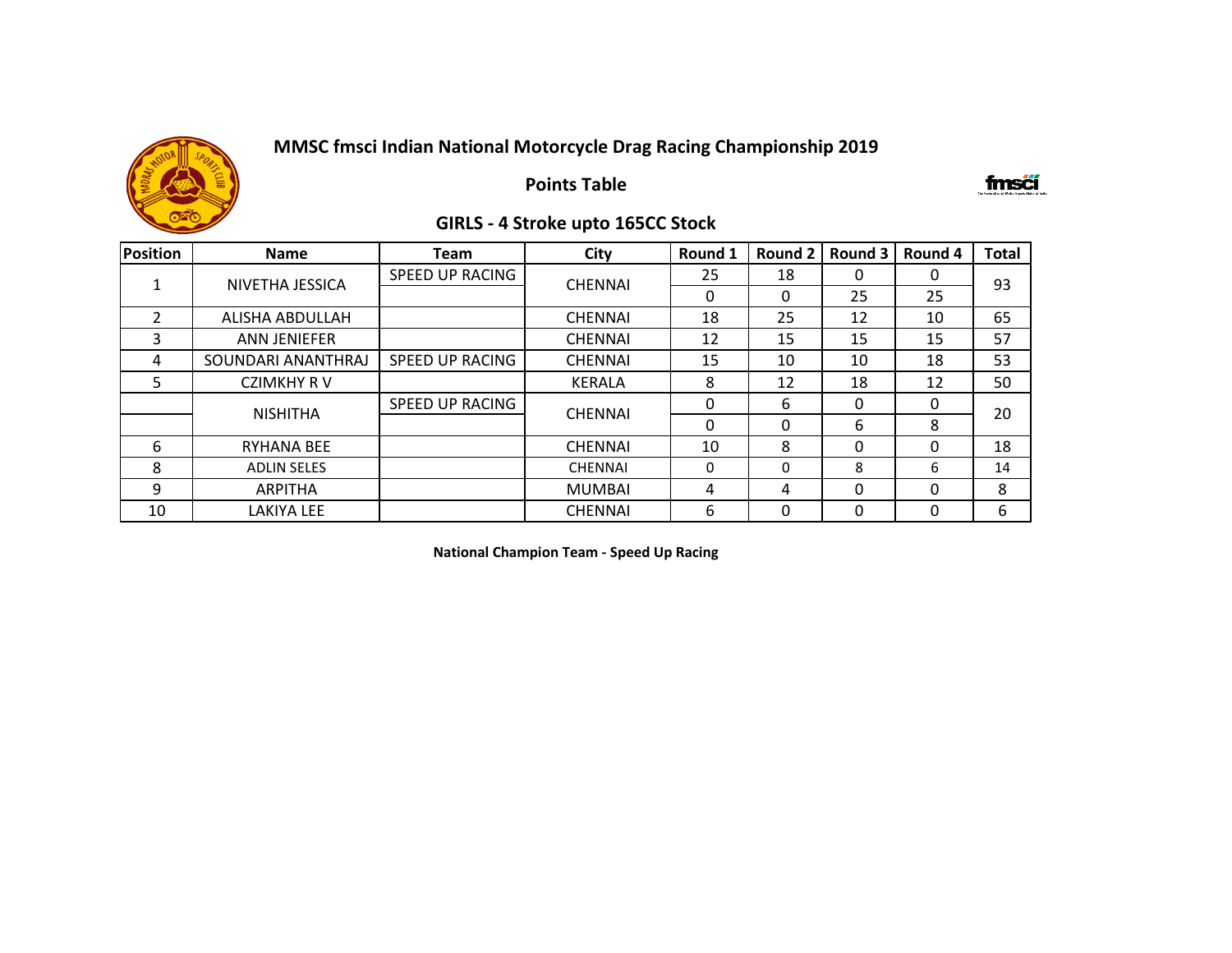# MMSC fmsci Indian National Motorcycle Drag Racing Championship 2019

## Points Table

### GIRLS - 4 Stroke upto 165CC Stock

| Position | Name | Team | City | Round 1 | Round 2 | Round 3 | Round 4 | Total |
|---|---|---|---|---|---|---|---|---|
| 1 | NIVETHA JESSICA | SPEED UP RACING | CHENNAI | 25 | 18 | 0 | 0 | 93 |
| | | | | 0 | 0 | 25 | 25 | |
| 2 | ALISHA ABDULLAH | | CHENNAI | 18 | 25 | 12 | 10 | 65 |
| 3 | ANN JENIEFER | | CHENNAI | 12 | 15 | 15 | 15 | 57 |
| 4 | SOUNDARI ANANTHRAJ | SPEED UP RACING | CHENNAI | 15 | 10 | 10 | 18 | 53 |
| 5 | CZIMKHY R V | | KERALA | 8 | 12 | 18 | 12 | 50 |
| | NISHITHA | SPEED UP RACING | CHENNAI | 0 | 6 | 0 | 0 | 20 |
| | | | | 0 | 0 | 6 | 8 | |
| 6 | RYHANA BEE | | CHENNAI | 10 | 8 | 0 | 0 | 18 |
| 8 | ADLIN SELES | | CHENNAI | 0 | 0 | 8 | 6 | 14 |
| 9 | ARPITHA | | MUMBAI | 4 | 4 | 0 | 0 | 8 |
| 10 | LAKIYA LEE | | CHENNAI | 6 | 0 | 0 | 0 | 6 |

**National Champion Team - Speed Up Racing**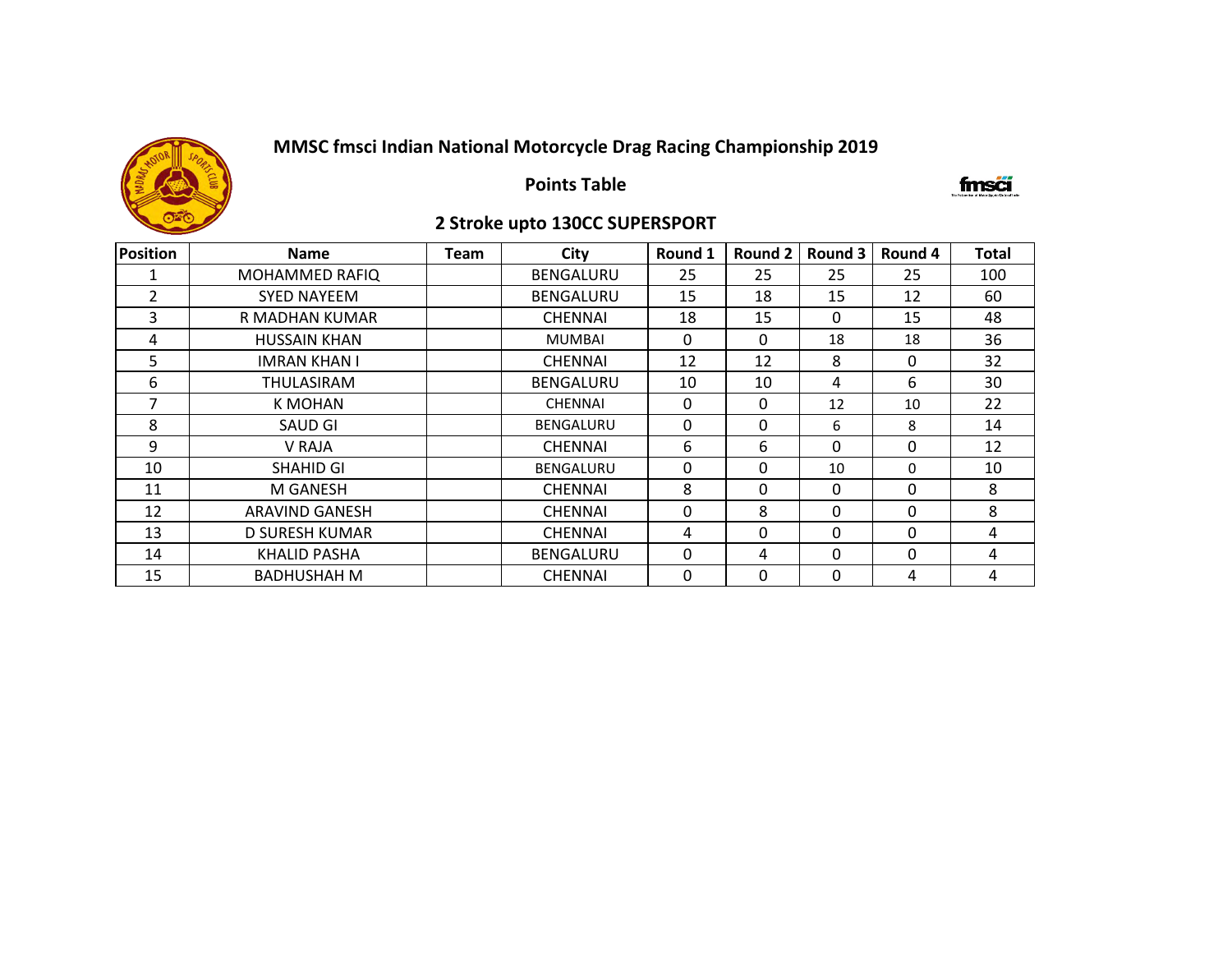# MMSC fmsci Indian National Motorcycle Drag Racing Championship 2019

## Points Table

### 2 Stroke upto 130CC SUPERSPORT

| Position | Name | Team | City | Round 1 | Round 2 | Round 3 | Round 4 | Total |
|---|---|---|---|---|---|---|---|---|
| 1 | MOHAMMED RAFIQ | | BENGALURU | 25 | 25 | 25 | 25 | 100 |
| 2 | SYED NAYEEM | | BENGALURU | 15 | 18 | 15 | 12 | 60 |
| 3 | R MADHAN KUMAR | | CHENNAI | 18 | 15 | 0 | 15 | 48 |
| 4 | HUSSAIN KHAN | | MUMBAI | 0 | 0 | 18 | 18 | 36 |
| 5 | IMRAN KHAN I | | CHENNAI | 12 | 12 | 8 | 0 | 32 |
| 6 | THULASIRAM | | BENGALURU | 10 | 10 | 4 | 6 | 30 |
| 7 | K MOHAN | | CHENNAI | 0 | 0 | 12 | 10 | 22 |
| 8 | SAUD GI | | BENGALURU | 0 | 0 | 6 | 8 | 14 |
| 9 | V RAJA | | CHENNAI | 6 | 6 | 0 | 0 | 12 |
| 10 | SHAHID GI | | BENGALURU | 0 | 0 | 10 | 0 | 10 |
| 11 | M GANESH | | CHENNAI | 8 | 0 | 0 | 0 | 8 |
| 12 | ARAVIND GANESH | | CHENNAI | 0 | 8 | 0 | 0 | 8 |
| 13 | D SURESH KUMAR | | CHENNAI | 4 | 0 | 0 | 0 | 4 |
| 14 | KHALID PASHA | | BENGALURU | 0 | 4 | 0 | 0 | 4 |
| 15 | BADHUSHAH M | | CHENNAI | 0 | 0 | 0 | 4 | 4 |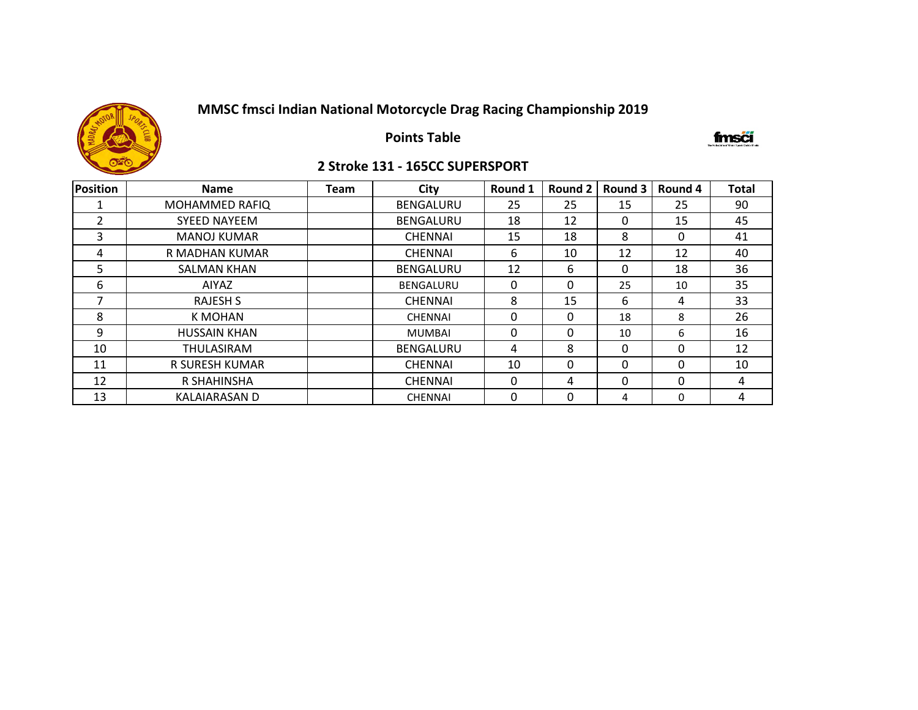# MMSC fmsci Indian National Motorcycle Drag Racing Championship 2019

## Points Table

### 2 Stroke 131 - 165CC SUPERSPORT

| Position | Name | Team | City | Round 1 | Round 2 | Round 3 | Round 4 | Total |
|---|---|---|---|---|---|---|---|---|
| 1 | MOHAMMED RAFIQ | | BENGALURU | 25 | 25 | 15 | 25 | 90 |
| 2 | SYEED NAYEEM | | BENGALURU | 18 | 12 | 0 | 15 | 45 |
| 3 | MANOJ KUMAR | | CHENNAI | 15 | 18 | 8 | 0 | 41 |
| 4 | R MADHAN KUMAR | | CHENNAI | 6 | 10 | 12 | 12 | 40 |
| 5 | SALMAN KHAN | | BENGALURU | 12 | 6 | 0 | 18 | 36 |
| 6 | AIYAZ | | BENGALURU | 0 | 0 | 25 | 10 | 35 |
| 7 | RAJESH S | | CHENNAI | 8 | 15 | 6 | 4 | 33 |
| 8 | K MOHAN | | CHENNAI | 0 | 0 | 18 | 8 | 26 |
| 9 | HUSSAIN KHAN | | MUMBAI | 0 | 0 | 10 | 6 | 16 |
| 10 | THULASIRAM | | BENGALURU | 4 | 8 | 0 | 0 | 12 |
| 11 | R SURESH KUMAR | | CHENNAI | 10 | 0 | 0 | 0 | 10 |
| 12 | R SHAHINSHA | | CHENNAI | 0 | 4 | 0 | 0 | 4 |
| 13 | KALAIARASAN D | | CHENNAI | 0 | 0 | 4 | 0 | 4 |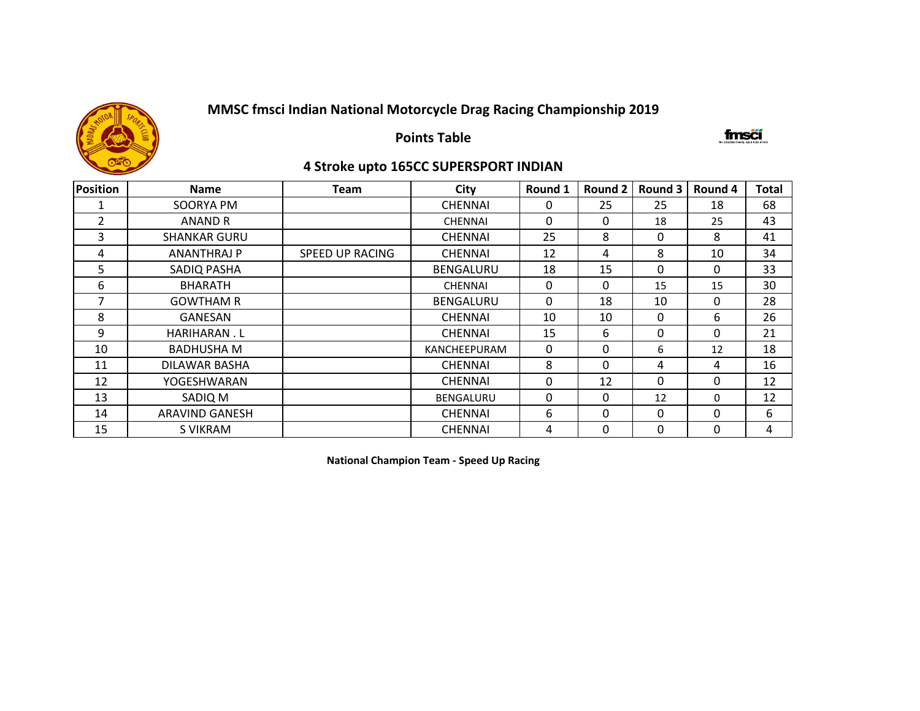# MMSC fmsci Indian National Motorcycle Drag Racing Championship 2019

## Points Table

### 4 Stroke upto 165CC SUPERSPORT INDIAN

| Position | Name | Team | City | Round 1 | Round 2 | Round 3 | Round 4 | Total |
|---|---|---|---|---|---|---|---|---|
| 1 | SOORYA PM | | CHENNAI | 0 | 25 | 25 | 18 | 68 |
| 2 | ANAND R | | CHENNAI | 0 | 0 | 18 | 25 | 43 |
| 3 | SHANKAR GURU | | CHENNAI | 25 | 8 | 0 | 8 | 41 |
| 4 | ANANTHRAJ P | SPEED UP RACING | CHENNAI | 12 | 4 | 8 | 10 | 34 |
| 5 | SADIQ PASHA | | BENGALURU | 18 | 15 | 0 | 0 | 33 |
| 6 | BHARATH | | CHENNAI | 0 | 0 | 15 | 15 | 30 |
| 7 | GOWTHAM R | | BENGALURU | 0 | 18 | 10 | 0 | 28 |
| 8 | GANESAN | | CHENNAI | 10 | 10 | 0 | 6 | 26 |
| 9 | HARIHARAN . L | | CHENNAI | 15 | 6 | 0 | 0 | 21 |
| 10 | BADHUSHA M | | KANCHEEPURAM | 0 | 0 | 6 | 12 | 18 |
| 11 | DILAWAR BASHA | | CHENNAI | 8 | 0 | 4 | 4 | 16 |
| 12 | YOGESHWARAN | | CHENNAI | 0 | 12 | 0 | 0 | 12 |
| 13 | SADIQ M | | BENGALURU | 0 | 0 | 12 | 0 | 12 |
| 14 | ARAVIND GANESH | | CHENNAI | 6 | 0 | 0 | 0 | 6 |
| 15 | S VIKRAM | | CHENNAI | 4 | 0 | 0 | 0 | 4 |

**National Champion Team - Speed Up Racing**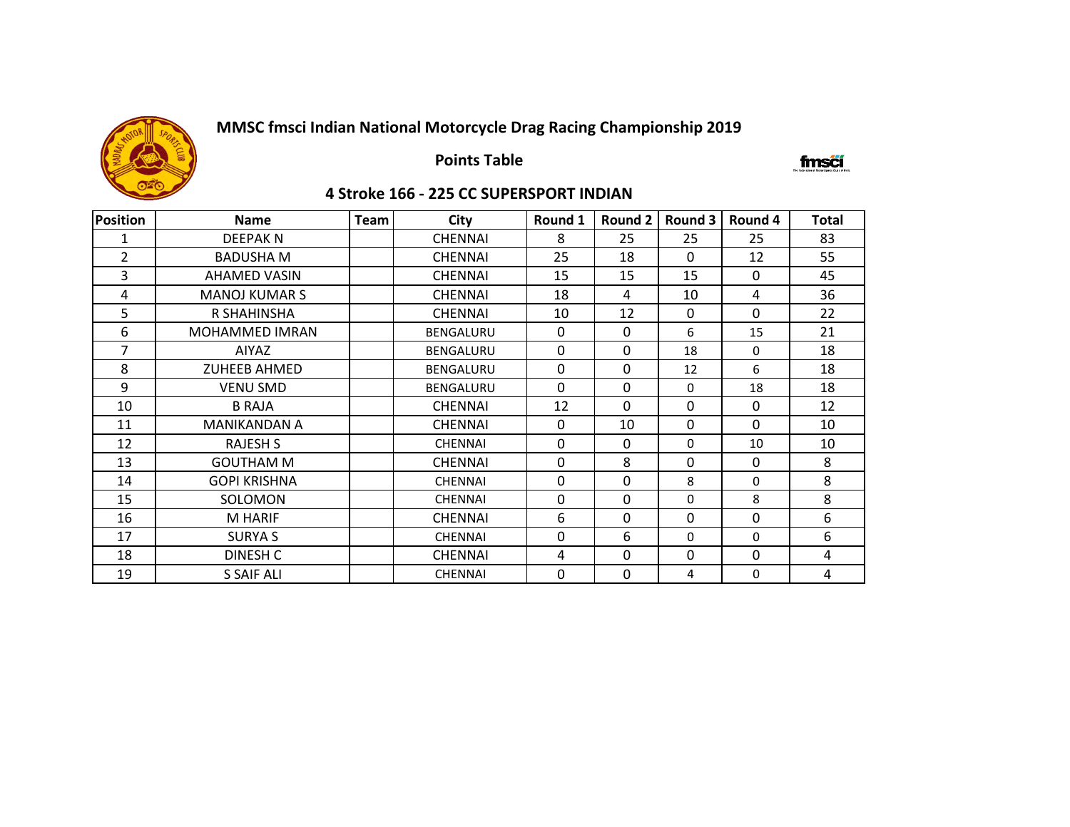# MMSC fmsci Indian National Motorcycle Drag Racing Championship 2019

## Points Table

### 4 Stroke 166 - 225 CC SUPERSPORT INDIAN

| Position | Name | Team | City | Round 1 | Round 2 | Round 3 | Round 4 | Total |
|---|---|---|---|---|---|---|---|---|
| 1 | DEEPAK N | | CHENNAI | 8 | 25 | 25 | 25 | 83 |
| 2 | BADUSHA M | | CHENNAI | 25 | 18 | 0 | 12 | 55 |
| 3 | AHAMED VASIN | | CHENNAI | 15 | 15 | 15 | 0 | 45 |
| 4 | MANOJ KUMAR S | | CHENNAI | 18 | 4 | 10 | 4 | 36 |
| 5 | R SHAHINSHA | | CHENNAI | 10 | 12 | 0 | 0 | 22 |
| 6 | MOHAMMED IMRAN | | BENGALURU | 0 | 0 | 6 | 15 | 21 |
| 7 | AIYAZ | | BENGALURU | 0 | 0 | 18 | 0 | 18 |
| 8 | ZUHEEB AHMED | | BENGALURU | 0 | 0 | 12 | 6 | 18 |
| 9 | VENU SMD | | BENGALURU | 0 | 0 | 0 | 18 | 18 |
| 10 | B RAJA | | CHENNAI | 12 | 0 | 0 | 0 | 12 |
| 11 | MANIKANDAN A | | CHENNAI | 0 | 10 | 0 | 0 | 10 |
| 12 | RAJESH S | | CHENNAI | 0 | 0 | 0 | 10 | 10 |
| 13 | GOUTHAM M | | CHENNAI | 0 | 8 | 0 | 0 | 8 |
| 14 | GOPI KRISHNA | | CHENNAI | 0 | 0 | 8 | 0 | 8 |
| 15 | SOLOMON | | CHENNAI | 0 | 0 | 0 | 8 | 8 |
| 16 | M HARIF | | CHENNAI | 6 | 0 | 0 | 0 | 6 |
| 17 | SURYA S | | CHENNAI | 0 | 6 | 0 | 0 | 6 |
| 18 | DINESH C | | CHENNAI | 4 | 0 | 0 | 0 | 4 |
| 19 | S SAIF ALI | | CHENNAI | 0 | 0 | 4 | 0 | 4 |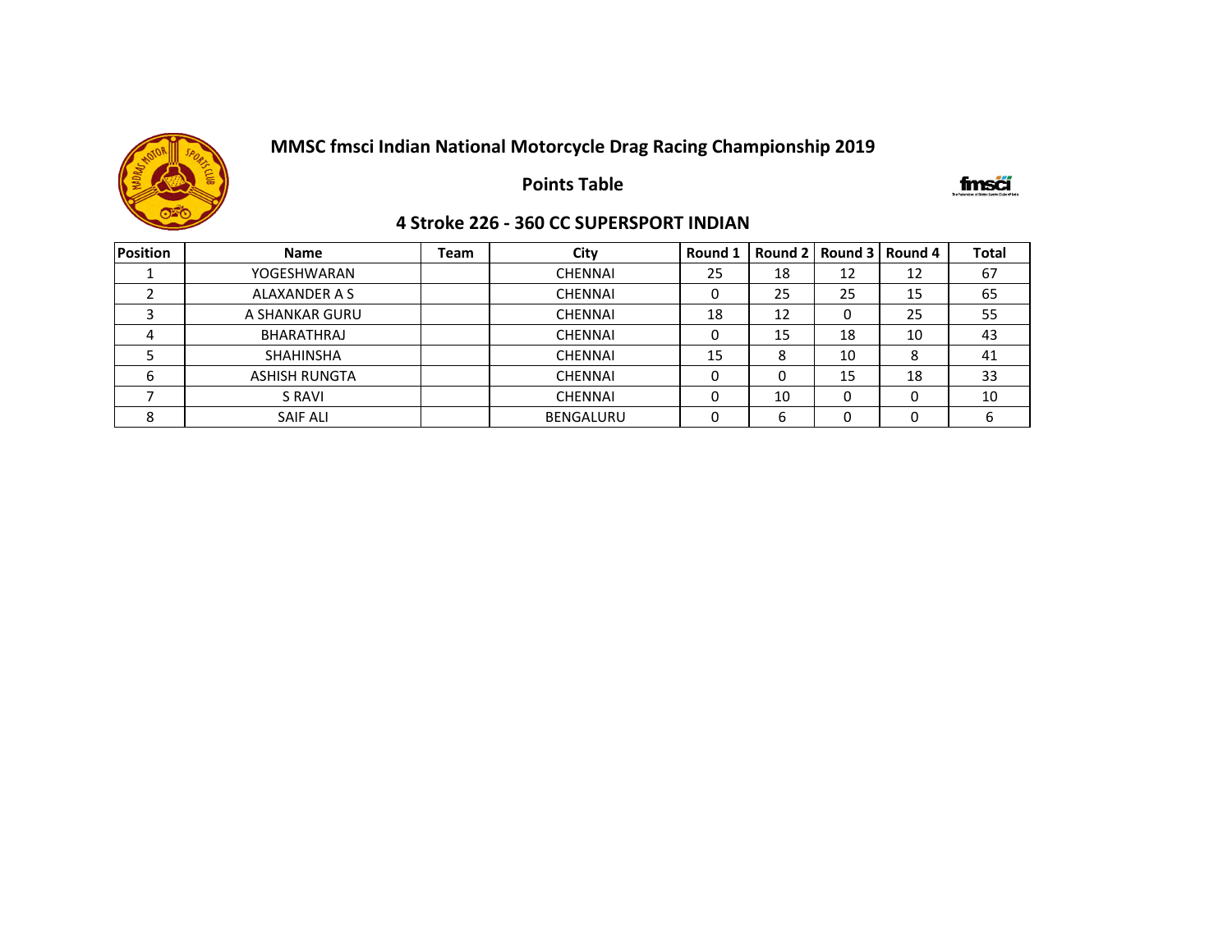# MMSC fmsci Indian National Motorcycle Drag Racing Championship 2019

## Points Table

### 4 Stroke 226 - 360 CC SUPERSPORT INDIAN

| Position | Name | Team | City | Round 1 | Round 2 | Round 3 | Round 4 | Total |
|---|---|---|---|---|---|---|---|---|
| 1 | YOGESHWARAN | | CHENNAI | 25 | 18 | 12 | 12 | 67 |
| 2 | ALAXANDER A S | | CHENNAI | 0 | 25 | 25 | 15 | 65 |
| 3 | A SHANKAR GURU | | CHENNAI | 18 | 12 | 0 | 25 | 55 |
| 4 | BHARATHRAJ | | CHENNAI | 0 | 15 | 18 | 10 | 43 |
| 5 | SHAHINSHA | | CHENNAI | 15 | 8 | 10 | 8 | 41 |
| 6 | ASHISH RUNGTA | | CHENNAI | 0 | 0 | 15 | 18 | 33 |
| 7 | S RAVI | | CHENNAI | 0 | 10 | 0 | 0 | 10 |
| 8 | SAIF ALI | | BENGALURU | 0 | 6 | 0 | 0 | 6 |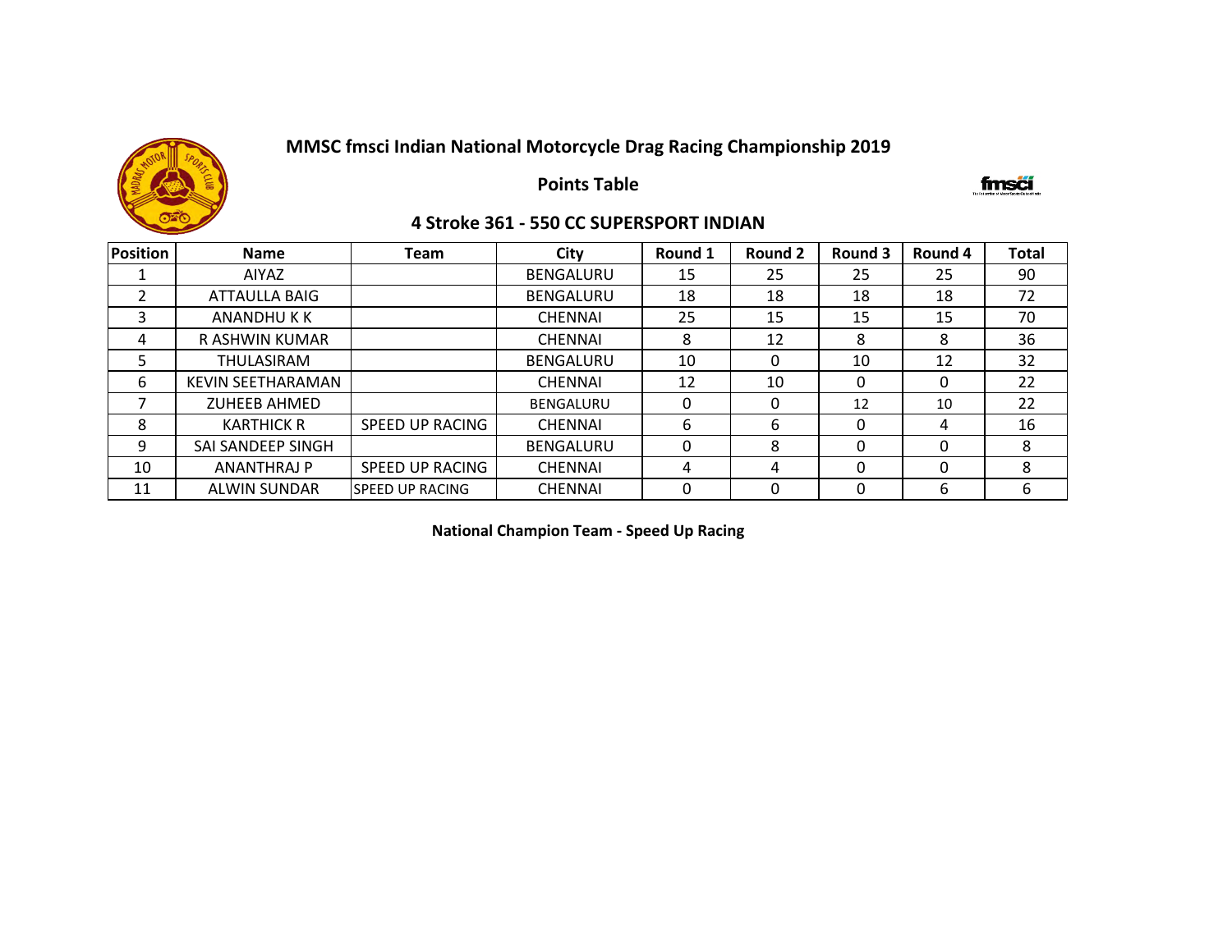# MMSC fmsci Indian National Motorcycle Drag Racing Championship 2019

## Points Table

### 4 Stroke 361 - 550 CC SUPERSPORT INDIAN

| Position | Name | Team | City | Round 1 | Round 2 | Round 3 | Round 4 | Total |
|---|---|---|---|---|---|---|---|---|
| 1 | AIYAZ | | BENGALURU | 15 | 25 | 25 | 25 | 90 |
| 2 | ATTAULLA BAIG | | BENGALURU | 18 | 18 | 18 | 18 | 72 |
| 3 | ANANDHU K K | | CHENNAI | 25 | 15 | 15 | 15 | 70 |
| 4 | R ASHWIN KUMAR | | CHENNAI | 8 | 12 | 8 | 8 | 36 |
| 5 | THULASIRAM | | BENGALURU | 10 | 0 | 10 | 12 | 32 |
| 6 | KEVIN SEETHARAMAN | | CHENNAI | 12 | 10 | 0 | 0 | 22 |
| 7 | ZUHEEB AHMED | | BENGALURU | 0 | 0 | 12 | 10 | 22 |
| 8 | KARTHICK R | SPEED UP RACING | CHENNAI | 6 | 6 | 0 | 4 | 16 |
| 9 | SAI SANDEEP SINGH | | BENGALURU | 0 | 8 | 0 | 0 | 8 |
| 10 | ANANTHRAJ P | SPEED UP RACING | CHENNAI | 4 | 4 | 0 | 0 | 8 |
| 11 | ALWIN SUNDAR | SPEED UP RACING | CHENNAI | 0 | 0 | 0 | 6 | 6 |

**National Champion Team - Speed Up Racing**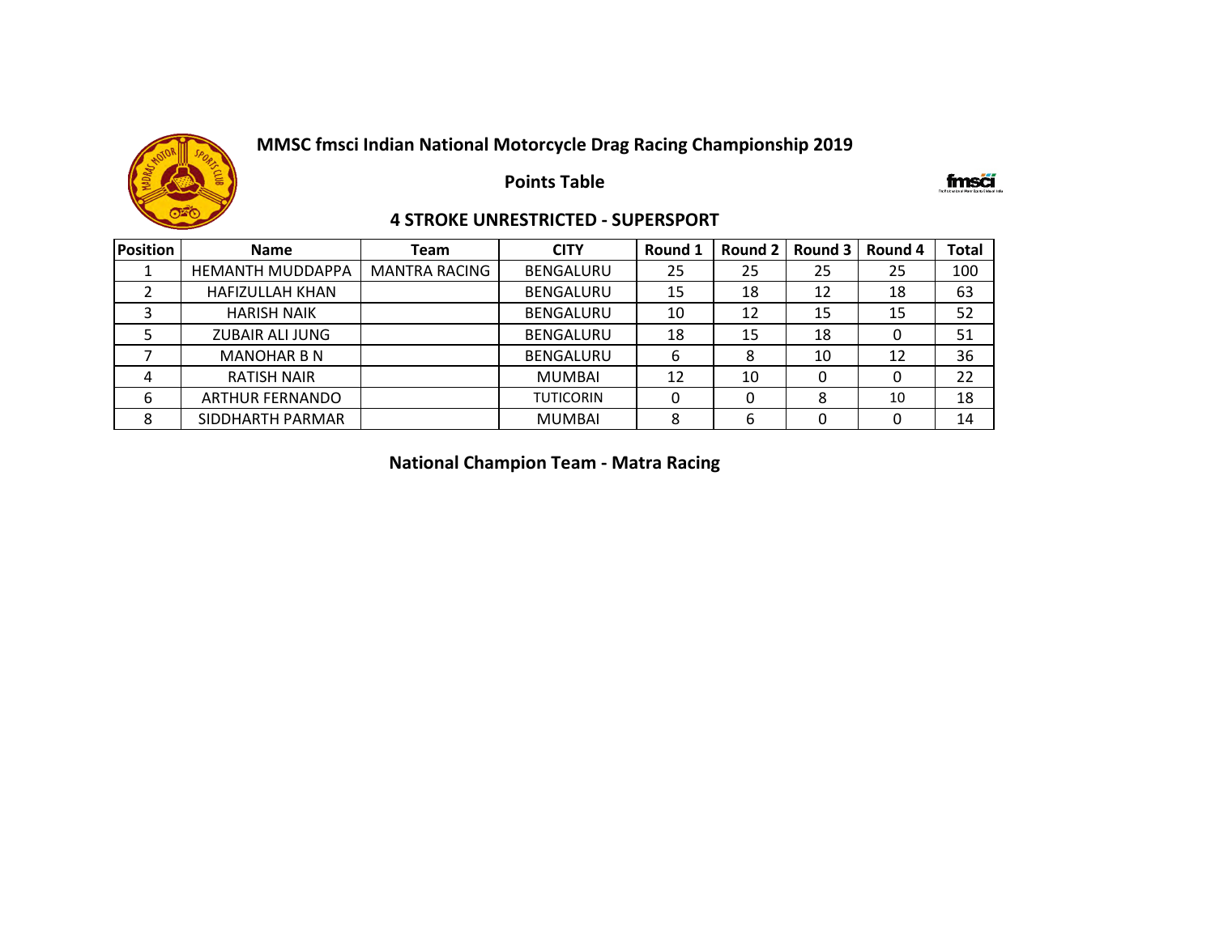# MMSC fmsci Indian National Motorcycle Drag Racing Championship 2019

## Points Table

### 4 STROKE UNRESTRICTED - SUPERSPORT

| Position | Name | Team | CITY | Round 1 | Round 2 | Round 3 | Round 4 | Total |
|---|---|---|---|---|---|---|---|---|
| 1 | HEMANTH MUDDAPPA | MANTRA RACING | BENGALURU | 25 | 25 | 25 | 25 | 100 |
| 2 | HAFIZULLAH KHAN | | BENGALURU | 15 | 18 | 12 | 18 | 63 |
| 3 | HARISH NAIK | | BENGALURU | 10 | 12 | 15 | 15 | 52 |
| 5 | ZUBAIR ALI JUNG | | BENGALURU | 18 | 15 | 18 | 0 | 51 |
| 7 | MANOHAR B N | | BENGALURU | 6 | 8 | 10 | 12 | 36 |
| 4 | RATISH NAIR | | MUMBAI | 12 | 10 | 0 | 0 | 22 |
| 6 | ARTHUR FERNANDO | | TUTICORIN | 0 | 0 | 8 | 10 | 18 |
| 8 | SIDDHARTH PARMAR | | MUMBAI | 8 | 6 | 0 | 0 | 14 |

**National Champion Team - Matra Racing**